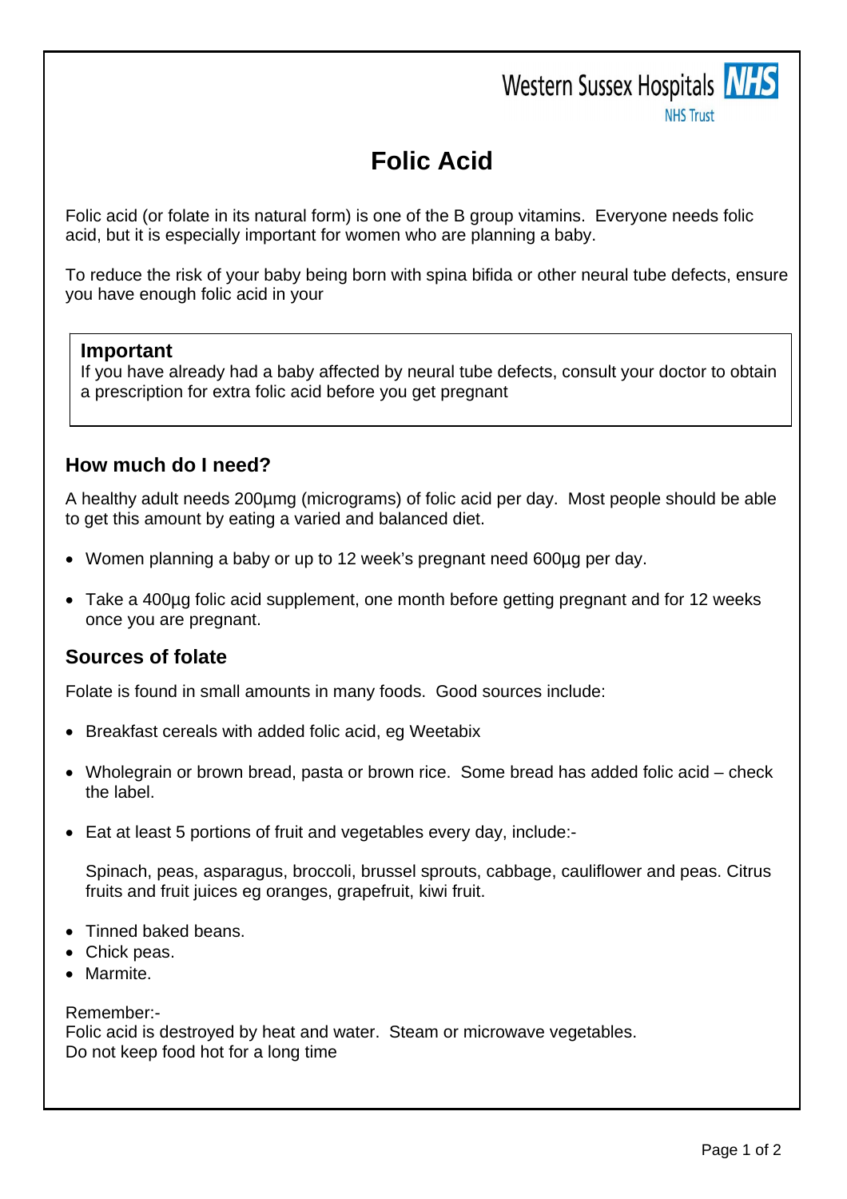Western Sussex Hospitals NHS Trust

# Folic Acid

Folic acid (or folate in its natural form) is one of the B group vitamins. Everyone needs folic acid, but it is especially important for women who are planning a baby.

To reduce the risk of your baby being born with spina bifida or other neural tube defects, ensure you have enough folic acid in your

> **Important**
> If you have already had a baby affected by neural tube defects, consult your doctor to obtain a prescription for extra folic acid before you get pregnant

## How much do I need?

A healthy adult needs 200µmg (micrograms) of folic acid per day. Most people should be able to get this amount by eating a varied and balanced diet.

- Women planning a baby or up to 12 week's pregnant need 600µg per day.
- Take a 400µg folic acid supplement, one month before getting pregnant and for 12 weeks once you are pregnant.

## Sources of folate

Folate is found in small amounts in many foods. Good sources include:

- Breakfast cereals with added folic acid, eg Weetabix
- Wholegrain or brown bread, pasta or brown rice. Some bread has added folic acid – check the label.
- Eat at least 5 portions of fruit and vegetables every day, include:-

  Spinach, peas, asparagus, broccoli, brussel sprouts, cabbage, cauliflower and peas. Citrus fruits and fruit juices eg oranges, grapefruit, kiwi fruit.

- Tinned baked beans.
- Chick peas.
- Marmite.

Remember:-
Folic acid is destroyed by heat and water. Steam or microwave vegetables.
Do not keep food hot for a long time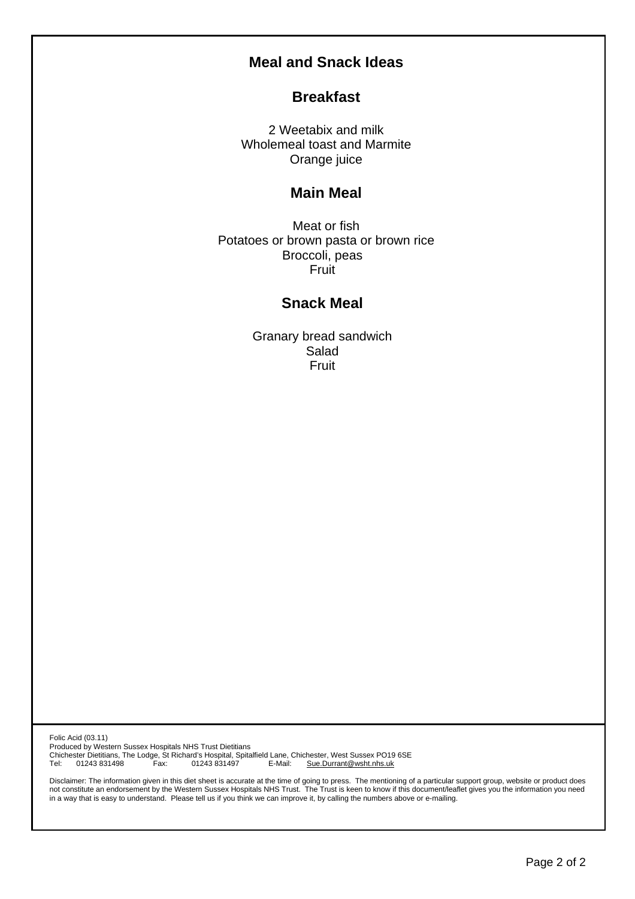# Meal and Snack Ideas

## Breakfast

2 Weetabix and milk
Wholemeal toast and Marmite
Orange juice

## Main Meal

Meat or fish
Potatoes or brown pasta or brown rice
Broccoli, peas
Fruit

## Snack Meal

Granary bread sandwich
Salad
Fruit

Folic Acid (03.11)
Produced by Western Sussex Hospitals NHS Trust Dietitians
Chichester Dietitians, The Lodge, St Richard's Hospital, Spitalfield Lane, Chichester, West Sussex PO19 6SE
Tel: 01243 831498 Fax: 01243 831497 E-Mail: Sue.Durrant@wsht.nhs.uk

Disclaimer: The information given in this diet sheet is accurate at the time of going to press. The mentioning of a particular support group, website or product does not constitute an endorsement by the Western Sussex Hospitals NHS Trust. The Trust is keen to know if this document/leaflet gives you the information you need in a way that is easy to understand. Please tell us if you think we can improve it, by calling the numbers above or e-mailing.